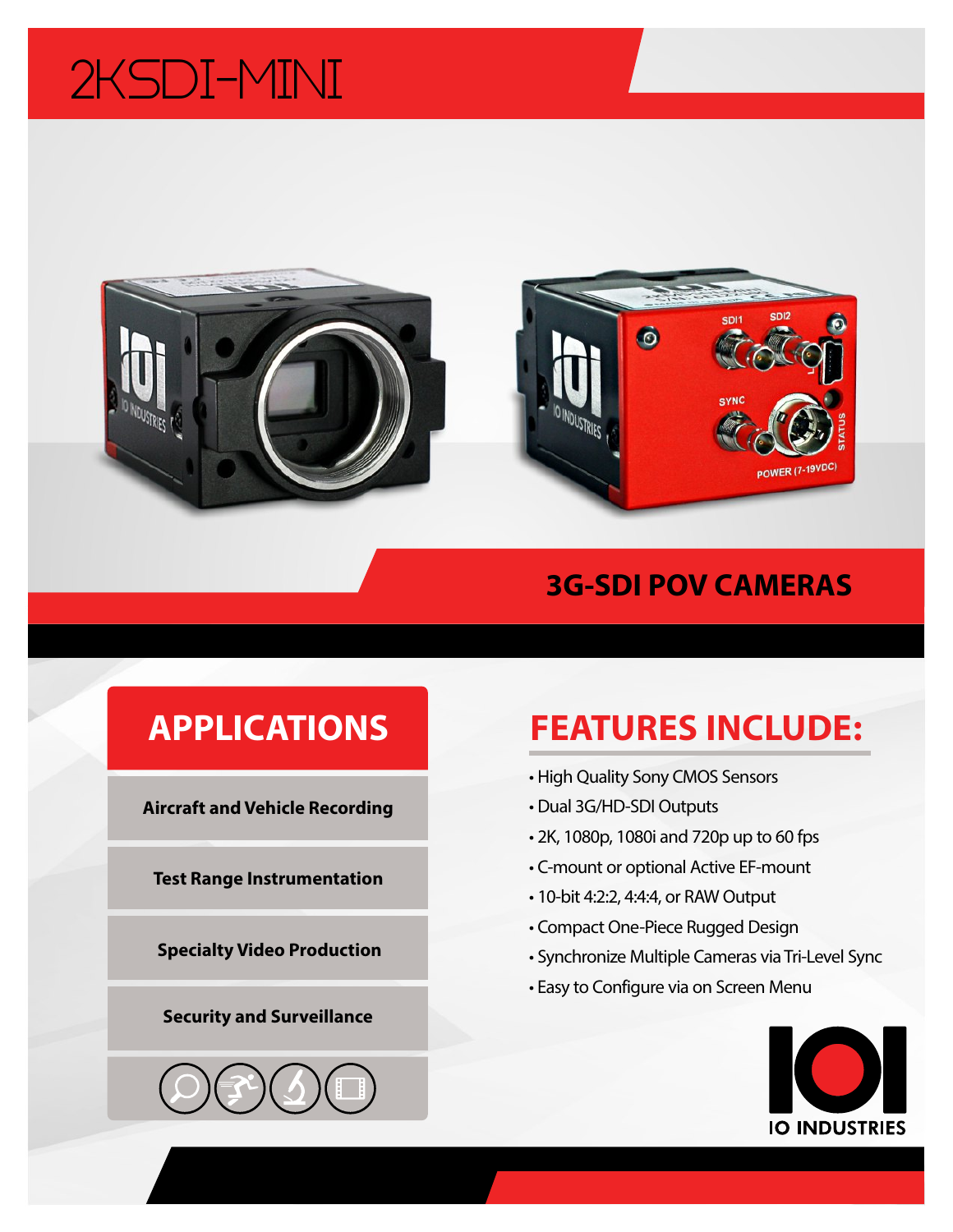# 2KSDI-MINI

## 3G-SDI POV CAMERAS

## APPLICATIONS

- Aircraft and Vehicle Recording
- Test Range Instrumentation
- Specialty Video Production
- Security and Surveillance

## FEATURES INCLUDE:

- High Quality Sony CMOS Sensors
- Dual 3G/HD-SDI Outputs
- 2K, 1080p, 1080i and 720p up to 60 fps
- C-mount or optional Active EF-mount
- 10-bit 4:2:2, 4:4:4, or RAW Output
- Compact One-Piece Rugged Design
- Synchronize Multiple Cameras via Tri-Level Sync
- Easy to Configure via on Screen Menu

IO INDUSTRIES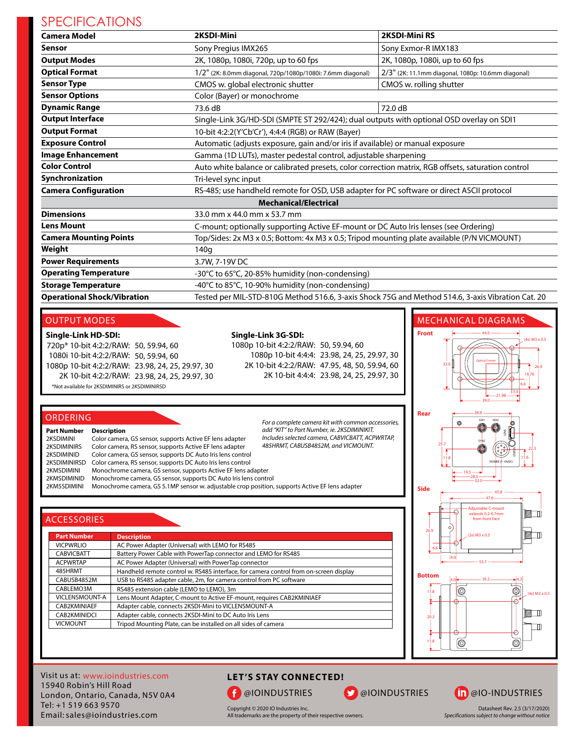# SPECIFICATIONS

| Camera Model | 2KSDI-Mini | 2KSDI-Mini RS |
|---|---|---|
| **Sensor** | Sony Pregius IMX265 | Sony Exmor-R IMX183 |
| **Output Modes** | 2K, 1080p, 1080i, 720p, up to 60 fps | 2K, 1080p, 1080i, up to 60 fps |
| **Optical Format** | 1/2" (2K: 8.0mm diagonal, 720p/1080p/1080i: 7.6mm diagonal) | 2/3" (2K: 11.1mm diagonal, 1080p: 10.6mm diagonal) |
| **Sensor Type** | CMOS w. global electronic shutter | CMOS w. rolling shutter |
| **Sensor Options** | Color (Bayer) or monochrome | |
| **Dynamic Range** | 73.6 dB | 72.0 dB |
| **Output Interface** | Single-Link 3G/HD-SDI (SMPTE ST 292/424); dual outputs with optional OSD overlay on SDI1 | |
| **Output Format** | 10-bit 4:2:2(Y'Cb'Cr'), 4:4:4 (RGB) or RAW (Bayer) | |
| **Exposure Control** | Automatic (adjusts exposure, gain and/or iris if available) or manual exposure | |
| **Image Enhancement** | Gamma (1D LUTs), master pedestal control, adjustable sharpening | |
| **Color Control** | Auto white balance or calibrated presets, color correction matrix, RGB offsets, saturation control | |
| **Synchronization** | Tri-level sync input | |
| **Camera Configuration** | RS-485; use handheld remote for OSD, USB adapter for PC software or direct ASCII protocol | |
| | **Mechanical/Electrical** | |
| **Dimensions** | 33.0 mm x 44.0 mm x 53.7 mm | |
| **Lens Mount** | C-mount; optionally supporting Active EF-mount or DC Auto Iris lenses (see Ordering) | |
| **Camera Mounting Points** | Top/Sides: 2x M3 x 0.5; Bottom: 4x M3 x 0.5; Tripod mounting plate available (P/N VICMOUNT) | |
| **Weight** | 140g | |
| **Power Requirements** | 3.7W, 7-19V DC | |
| **Operating Temperature** | -30°C to 65°C, 20-85% humidity (non-condensing) | |
| **Storage Temperature** | -40°C to 85°C, 10-90% humidity (non-condensing) | |
| **Operational Shock/Vibration** | Tested per MIL-STD-810G Method 516.6, 3-axis Shock 75G and Method 514.6, 3-axis Vibration Cat. 20 | |

## OUTPUT MODES

**Single-Link HD-SDI:**

720p* 10-bit 4:2:2/RAW: 50, 59.94, 60
1080i 10-bit 4:2:2/RAW: 50, 59.94, 60
1080p 10-bit 4:2:2/RAW: 23.98, 24, 25, 29.97, 30
2K 10-bit 4:2:2/RAW: 23.98, 24, 25, 29.97, 30

*Not available for 2KSDIMINIRS or 2KSDIMINIRSD

**Single-Link 3G-SDI:**

1080p 10-bit 4:2:2/RAW: 50, 59.94, 60
1080p 10-bit 4:4:4: 23.98, 24, 25, 29.97, 30
2K 10-bit 4:2:2/RAW: 47.95, 48, 50, 59.94, 60
2K 10-bit 4:4:4: 23.98, 24, 25, 29.97, 30

## ORDERING

| Part Number | Description |
|---|---|
| 2KSDIMINI | Color camera, GS sensor, supports Active EF lens adapter |
| 2KSDIMINIRS | Color camera, RS sensor, supports Active EF lens adapter |
| 2KSDIMINID | Color camera, GS sensor, supports DC Auto Iris lens control |
| 2KSDIMINIRSD | Color camera, RS sensor, supports DC Auto Iris lens control |
| 2KMSDIMINI | Monochrome camera, GS sensor, supports Active EF lens adapter |
| 2KMSDIMINID | Monochrome camera, GS sensor, supports DC Auto Iris lens control |
| 2KM5SDIMINI | Monochrome camera, GS 5.1MP sensor w. adjustable crop position, supports Active EF lens adapter |

*For a complete camera kit with common accessories, add "KIT" to Part Number, ie. 2KSDIMINIKIT. Includes selected camera, CABVICBATT, ACPWRTAP, 485HRMT, CABUSB4852M, and VICMOUNT.*

## ACCESSORIES

| Part Number | Description |
|---|---|
| VICPWRLIO | AC Power Adapter (Universal) with LEMO for RS485 |
| CABVICBATT | Battery Power Cable with PowerTap connector and LEMO for RS485 |
| ACPWRTAP | AC Power Adapter (Universal) with PowerTap connector |
| 485HRMT | Handheld remote control w. RS485 interface, for camera control from on-screen display |
| CABUSB4852M | USB to RS485 adapter cable, 2m, for camera control from PC software |
| CABLEMO3M | RS485 extension cable (LEMO to LEMO), 3m |
| VICLENSMOUNT-A | Lens Mount Adapter, C-mount to Active EF-mount, requires CAB2KMINIAEF |
| CAB2KMINIAEF | Adapter cable, connects 2KSDI-Mini to VICLENSMOUNT-A |
| CAB2KMINIDCI | Adapter cable, connects 2KSDI-Mini to DC Auto Iris Lens |
| VICMOUNT | Tripod Mounting Plate, can be installed on all sides of camera |

## MECHANICAL DIAGRAMS

Front
44.0
(4x) M3 x 0.5
Optical Center
33.0
26.9
16.76
6.6
15.0
21.98
39.0

Rear
38.8
SDI1
SDI2
LEMO
SYNC
STATUS
POWER (7-19VDC)
25.7
22.3
11.8
11.6
19.5
28.5
32.0

Side
65.8
47.6
Adjustable C-mount extends 0.2-0.7mm from front face
(2x) M3 x 0.5
26.9
6.6
4.0
53.7

Bottom
4.0
39.3
4.3
(4x) M3 x 0.5
11.8
20.3
11.8

Visit us at: www.ioindustries.com
15940 Robin's Hill Road
London, Ontario, Canada, N5V 0A4
Tel: +1 519 663 9570
Email: sales@ioindustries.com

**LET'S STAY CONNECTED!**

@IOINDUSTRIES @IOINDUSTRIES @IO-INDUSTRIES

Copyright © 2020 IO Industries Inc.
All trademarks are the property of their respective owners.

Datasheet Rev. 2.5 (3/17/2020)
*Specifications subject to change without notice*